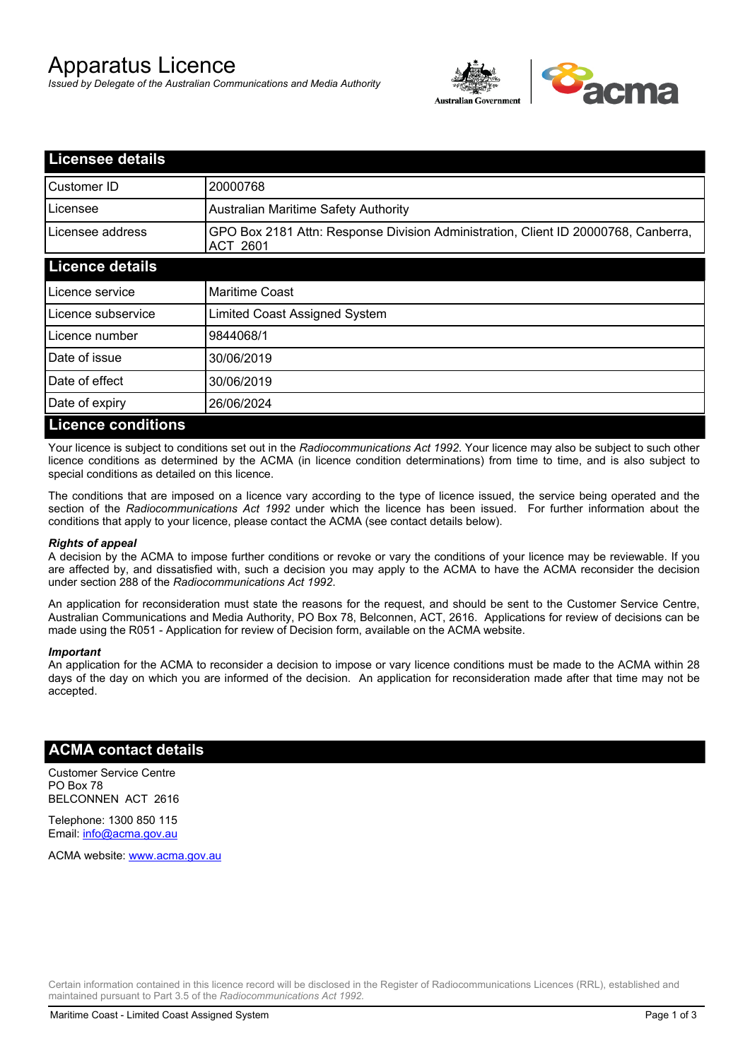# Apparatus Licence

*Issued by Delegate of the Australian Communications and Media Authority*

## Licensee details

| | |
|---|---|
| Customer ID | 20000768 |
| Licensee | Australian Maritime Safety Authority |
| Licensee address | GPO Box 2181 Attn: Response Division Administration, Client ID 20000768, Canberra, ACT 2601 |

## Licence details

| | |
|---|---|
| Licence service | Maritime Coast |
| Licence subservice | Limited Coast Assigned System |
| Licence number | 9844068/1 |
| Date of issue | 30/06/2019 |
| Date of effect | 30/06/2019 |
| Date of expiry | 26/06/2024 |

## Licence conditions

Your licence is subject to conditions set out in the *Radiocommunications Act 1992*. Your licence may also be subject to such other licence conditions as determined by the ACMA (in licence condition determinations) from time to time, and is also subject to special conditions as detailed on this licence.

The conditions that are imposed on a licence vary according to the type of licence issued, the service being operated and the section of the *Radiocommunications Act 1992* under which the licence has been issued. For further information about the conditions that apply to your licence, please contact the ACMA (see contact details below).

***Rights of appeal***

A decision by the ACMA to impose further conditions or revoke or vary the conditions of your licence may be reviewable. If you are affected by, and dissatisfied with, such a decision you may apply to the ACMA to have the ACMA reconsider the decision under section 288 of the *Radiocommunications Act 1992*.

An application for reconsideration must state the reasons for the request, and should be sent to the Customer Service Centre, Australian Communications and Media Authority, PO Box 78, Belconnen, ACT, 2616. Applications for review of decisions can be made using the R051 - Application for review of Decision form, available on the ACMA website.

***Important***

An application for the ACMA to reconsider a decision to impose or vary licence conditions must be made to the ACMA within 28 days of the day on which you are informed of the decision. An application for reconsideration made after that time may not be accepted.

## ACMA contact details

Customer Service Centre
PO Box 78
BELCONNEN ACT 2616

Telephone: 1300 850 115
Email: info@acma.gov.au

ACMA website: www.acma.gov.au

Certain information contained in this licence record will be disclosed in the Register of Radiocommunications Licences (RRL), established and maintained pursuant to Part 3.5 of the *Radiocommunications Act 1992.*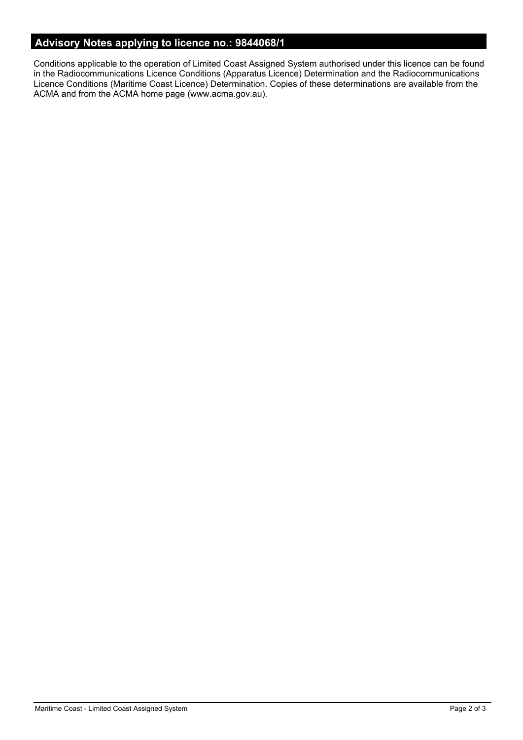## Advisory Notes applying to licence no.: 9844068/1

Conditions applicable to the operation of Limited Coast Assigned System authorised under this licence can be found in the Radiocommunications Licence Conditions (Apparatus Licence) Determination and the Radiocommunications Licence Conditions (Maritime Coast Licence) Determination. Copies of these determinations are available from the ACMA and from the ACMA home page (www.acma.gov.au).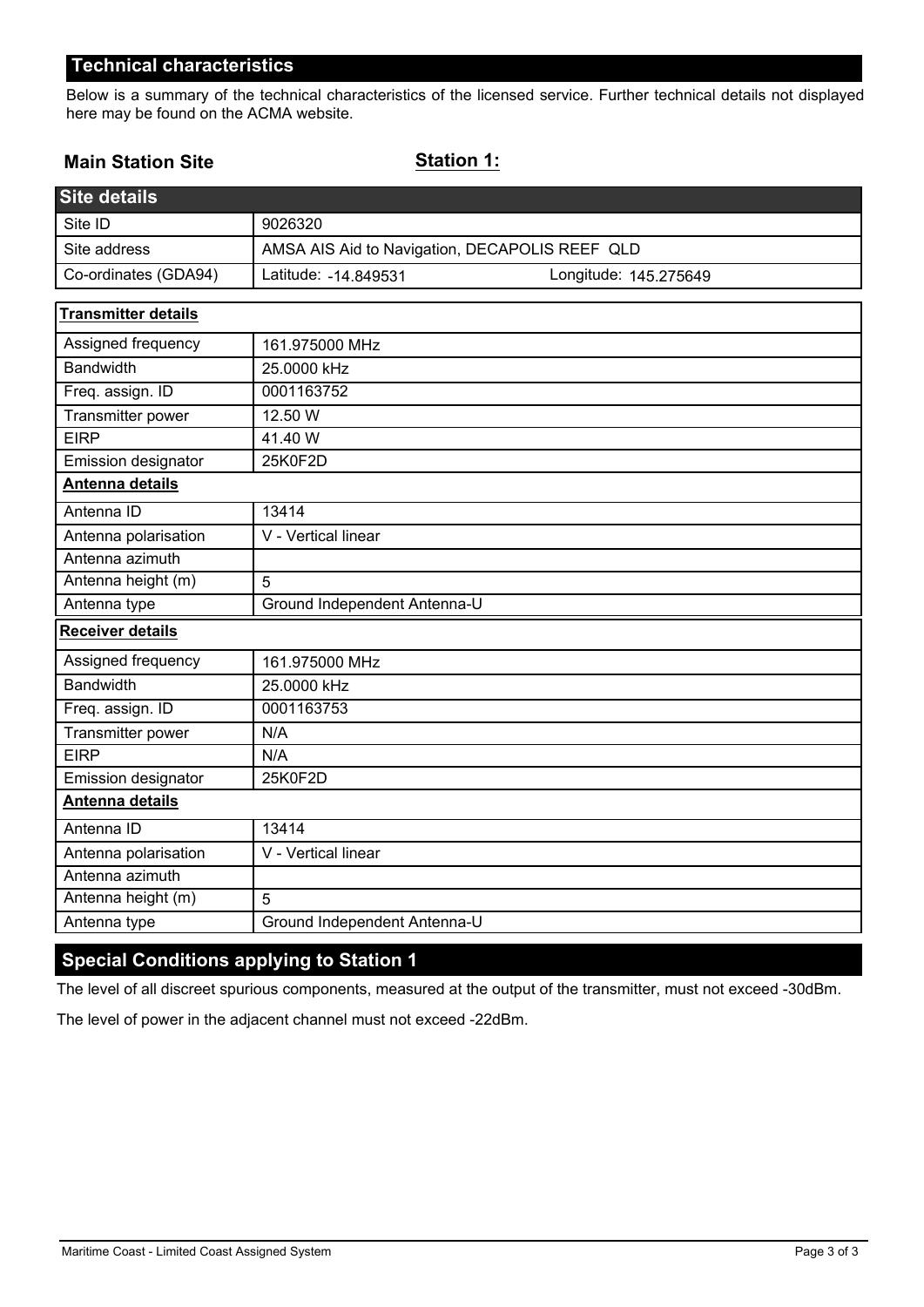## Technical characteristics

Below is a summary of the technical characteristics of the licensed service. Further technical details not displayed here may be found on the ACMA website.

**Main Station Site** **Station 1:**

| Site details | |
|---|---|
| Site ID | 9026320 |
| Site address | AMSA AIS Aid to Navigation, DECAPOLIS REEF QLD |
| Co-ordinates (GDA94) | Latitude: -14.849531 Longitude: 145.275649 |

| **Transmitter details** | |
|---|---|
| Assigned frequency | 161.975000 MHz |
| Bandwidth | 25.0000 kHz |
| Freq. assign. ID | 0001163752 |
| Transmitter power | 12.50 W |
| EIRP | 41.40 W |
| Emission designator | 25K0F2D |
| **Antenna details** | |
| Antenna ID | 13414 |
| Antenna polarisation | V - Vertical linear |
| Antenna azimuth | |
| Antenna height (m) | 5 |
| Antenna type | Ground Independent Antenna-U |
| **Receiver details** | |
| Assigned frequency | 161.975000 MHz |
| Bandwidth | 25.0000 kHz |
| Freq. assign. ID | 0001163753 |
| Transmitter power | N/A |
| EIRP | N/A |
| Emission designator | 25K0F2D |
| **Antenna details** | |
| Antenna ID | 13414 |
| Antenna polarisation | V - Vertical linear |
| Antenna azimuth | |
| Antenna height (m) | 5 |
| Antenna type | Ground Independent Antenna-U |

## Special Conditions applying to Station 1

The level of all discreet spurious components, measured at the output of the transmitter, must not exceed -30dBm.

The level of power in the adjacent channel must not exceed -22dBm.